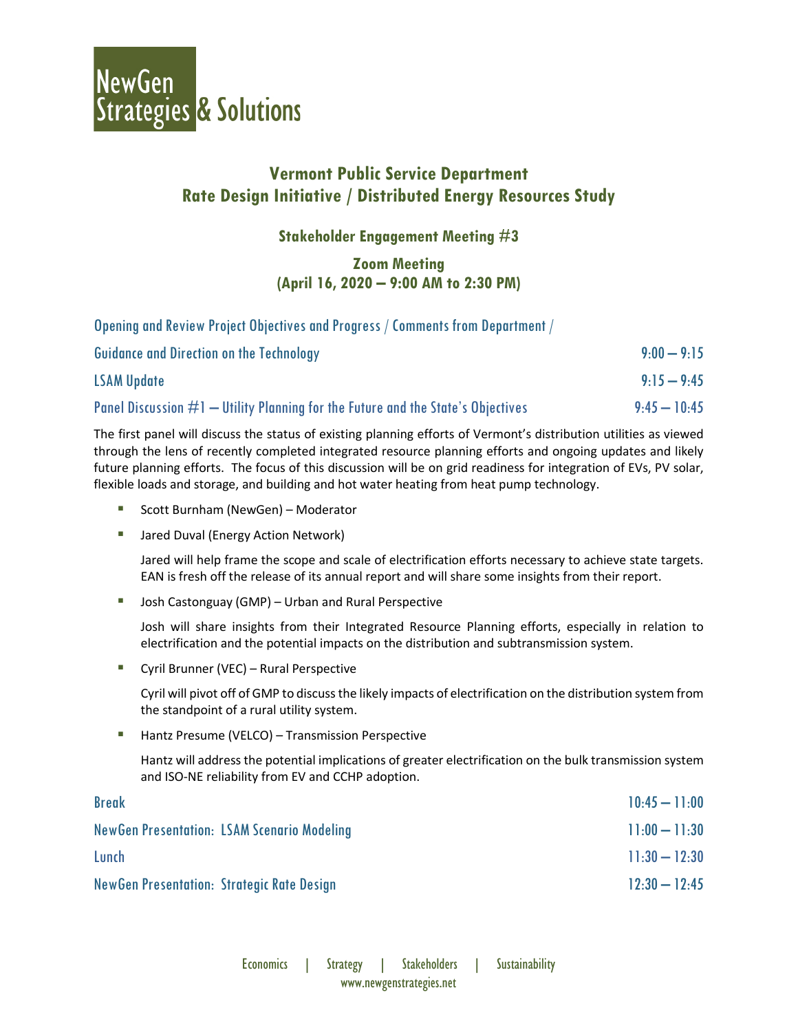NewGen Strategies & Solutions

## Vermont Public Service Department
## Rate Design Initiative / Distributed Energy Resources Study

### Stakeholder Engagement Meeting #3

### Zoom Meeting
### (April 16, 2020 – 9:00 AM to 2:30 PM)

**Opening and Review Project Objectives and Progress / Comments from Department / Guidance and Direction on the Technology** — 9:00 – 9:15

**LSAM Update** — 9:15 – 9:45

**Panel Discussion #1 – Utility Planning for the Future and the State's Objectives** — 9:45 – 10:45

The first panel will discuss the status of existing planning efforts of Vermont's distribution utilities as viewed through the lens of recently completed integrated resource planning efforts and ongoing updates and likely future planning efforts. The focus of this discussion will be on grid readiness for integration of EVs, PV solar, flexible loads and storage, and building and hot water heating from heat pump technology.

- Scott Burnham (NewGen) – Moderator
- Jared Duval (Energy Action Network)

  Jared will help frame the scope and scale of electrification efforts necessary to achieve state targets. EAN is fresh off the release of its annual report and will share some insights from their report.

- Josh Castonguay (GMP) – Urban and Rural Perspective

  Josh will share insights from their Integrated Resource Planning efforts, especially in relation to electrification and the potential impacts on the distribution and subtransmission system.

- Cyril Brunner (VEC) – Rural Perspective

  Cyril will pivot off of GMP to discuss the likely impacts of electrification on the distribution system from the standpoint of a rural utility system.

- Hantz Presume (VELCO) – Transmission Perspective

  Hantz will address the potential implications of greater electrification on the bulk transmission system and ISO-NE reliability from EV and CCHP adoption.

**Break** — 10:45 – 11:00

**NewGen Presentation: LSAM Scenario Modeling** — 11:00 – 11:30

**Lunch** — 11:30 – 12:30

**NewGen Presentation: Strategic Rate Design** — 12:30 – 12:45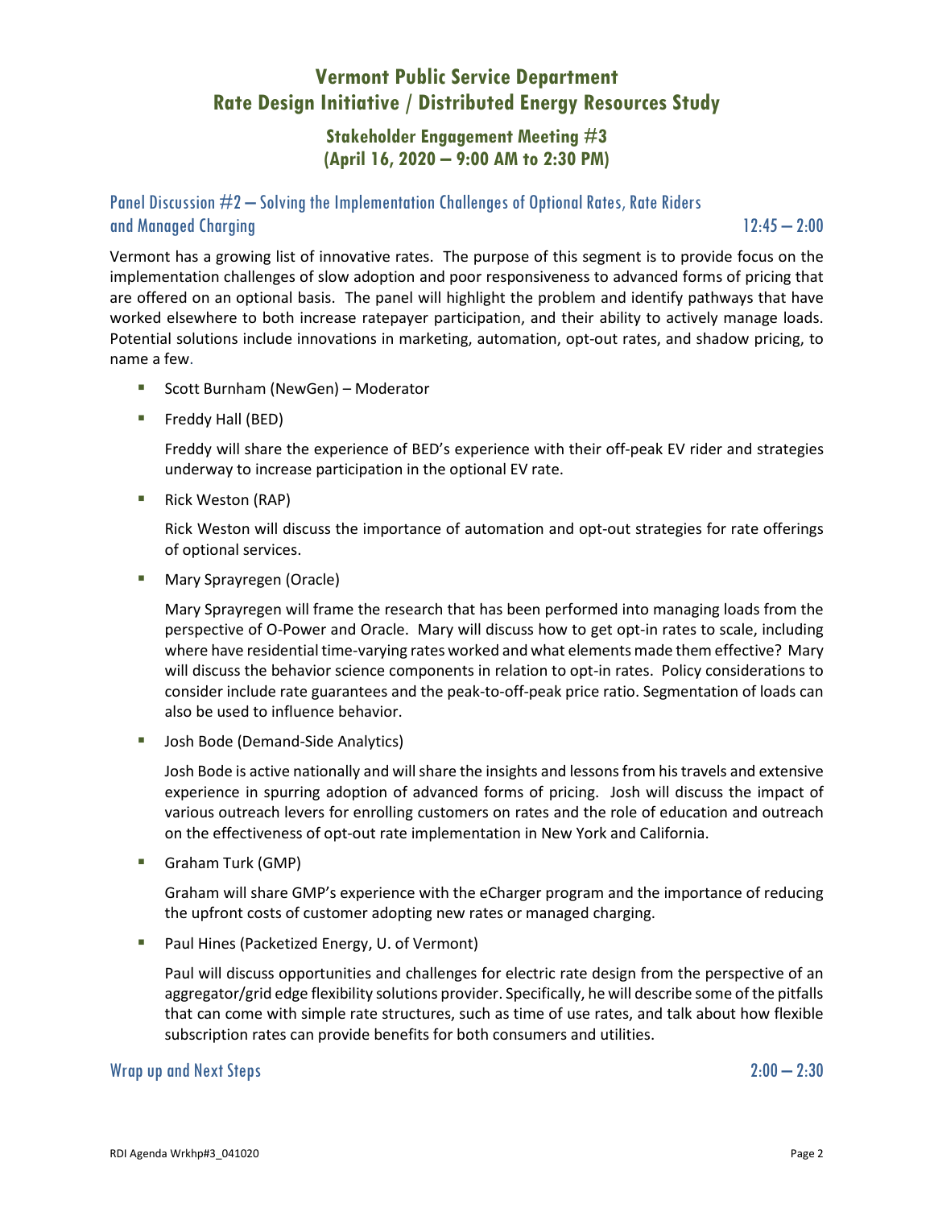# Vermont Public Service Department
# Rate Design Initiative / Distributed Energy Resources Study

## Stakeholder Engagement Meeting #3
## (April 16, 2020 – 9:00 AM to 2:30 PM)

### Panel Discussion #2 – Solving the Implementation Challenges of Optional Rates, Rate Riders and Managed Charging 12:45 – 2:00

Vermont has a growing list of innovative rates. The purpose of this segment is to provide focus on the implementation challenges of slow adoption and poor responsiveness to advanced forms of pricing that are offered on an optional basis. The panel will highlight the problem and identify pathways that have worked elsewhere to both increase ratepayer participation, and their ability to actively manage loads. Potential solutions include innovations in marketing, automation, opt-out rates, and shadow pricing, to name a few.

- Scott Burnham (NewGen) – Moderator
- Freddy Hall (BED)

  Freddy will share the experience of BED's experience with their off-peak EV rider and strategies underway to increase participation in the optional EV rate.

- Rick Weston (RAP)

  Rick Weston will discuss the importance of automation and opt-out strategies for rate offerings of optional services.

- Mary Sprayregen (Oracle)

  Mary Sprayregen will frame the research that has been performed into managing loads from the perspective of O-Power and Oracle. Mary will discuss how to get opt-in rates to scale, including where have residential time-varying rates worked and what elements made them effective? Mary will discuss the behavior science components in relation to opt-in rates. Policy considerations to consider include rate guarantees and the peak-to-off-peak price ratio. Segmentation of loads can also be used to influence behavior.

- Josh Bode (Demand-Side Analytics)

  Josh Bode is active nationally and will share the insights and lessons from his travels and extensive experience in spurring adoption of advanced forms of pricing. Josh will discuss the impact of various outreach levers for enrolling customers on rates and the role of education and outreach on the effectiveness of opt-out rate implementation in New York and California.

- Graham Turk (GMP)

  Graham will share GMP's experience with the eCharger program and the importance of reducing the upfront costs of customer adopting new rates or managed charging.

- Paul Hines (Packetized Energy, U. of Vermont)

  Paul will discuss opportunities and challenges for electric rate design from the perspective of an aggregator/grid edge flexibility solutions provider. Specifically, he will describe some of the pitfalls that can come with simple rate structures, such as time of use rates, and talk about how flexible subscription rates can provide benefits for both consumers and utilities.

### Wrap up and Next Steps 2:00 – 2:30